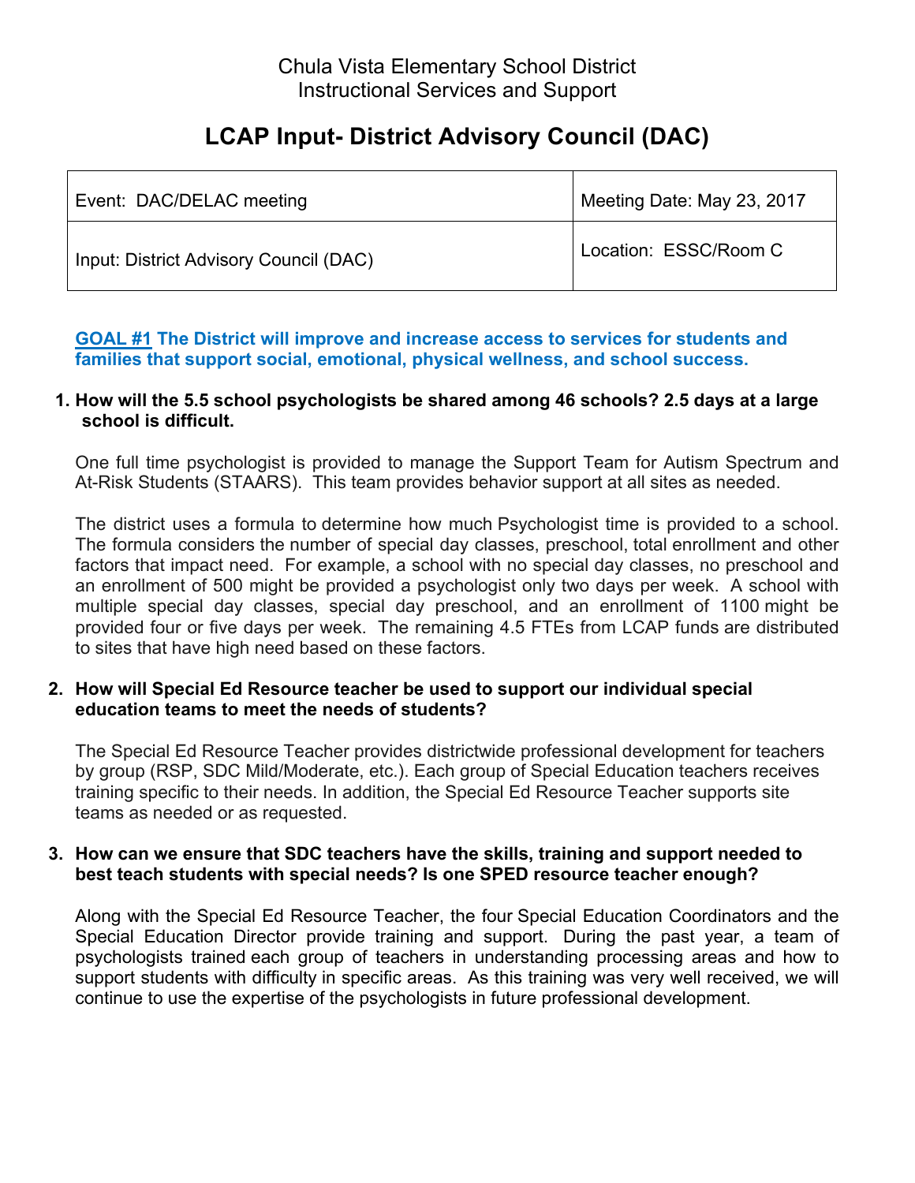Chula Vista Elementary School District
Instructional Services and Support

# LCAP Input- District Advisory Council (DAC)

| Event: DAC/DELAC meeting | Meeting Date: May 23, 2017 |
| --- | --- |
| Input: District Advisory Council (DAC) | Location: ESSC/Room C |

**GOAL #1 The District will improve and increase access to services for students and families that support social, emotional, physical wellness, and school success.**

1. **How will the 5.5 school psychologists be shared among 46 schools? 2.5 days at a large school is difficult.**

   One full time psychologist is provided to manage the Support Team for Autism Spectrum and At-Risk Students (STAARS). This team provides behavior support at all sites as needed.

   The district uses a formula to determine how much Psychologist time is provided to a school. The formula considers the number of special day classes, preschool, total enrollment and other factors that impact need. For example, a school with no special day classes, no preschool and an enrollment of 500 might be provided a psychologist only two days per week. A school with multiple special day classes, special day preschool, and an enrollment of 1100 might be provided four or five days per week. The remaining 4.5 FTEs from LCAP funds are distributed to sites that have high need based on these factors.

2. **How will Special Ed Resource teacher be used to support our individual special education teams to meet the needs of students?**

   The Special Ed Resource Teacher provides districtwide professional development for teachers by group (RSP, SDC Mild/Moderate, etc.). Each group of Special Education teachers receives training specific to their needs. In addition, the Special Ed Resource Teacher supports site teams as needed or as requested.

3. **How can we ensure that SDC teachers have the skills, training and support needed to best teach students with special needs? Is one SPED resource teacher enough?**

   Along with the Special Ed Resource Teacher, the four Special Education Coordinators and the Special Education Director provide training and support. During the past year, a team of psychologists trained each group of teachers in understanding processing areas and how to support students with difficulty in specific areas. As this training was very well received, we will continue to use the expertise of the psychologists in future professional development.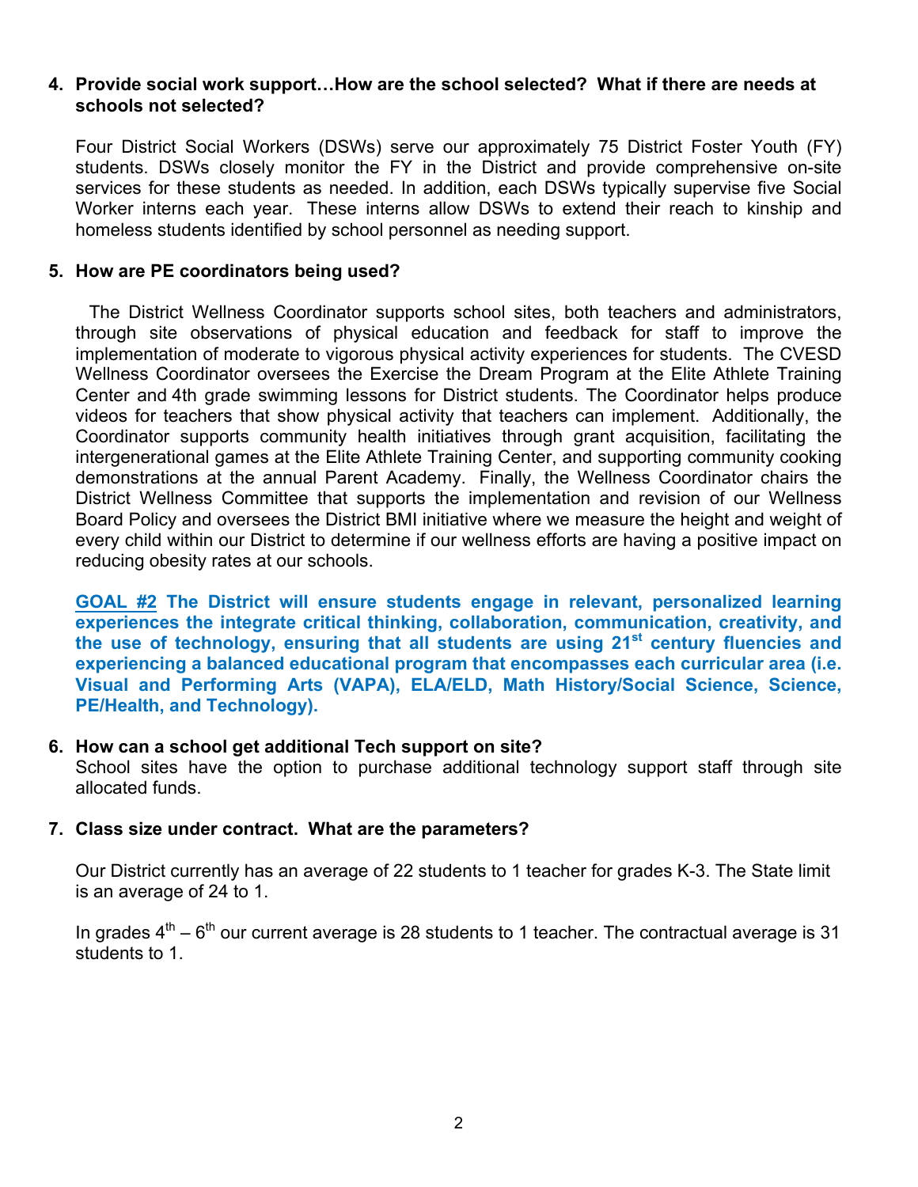**4. Provide social work support…How are the school selected? What if there are needs at schools not selected?**

Four District Social Workers (DSWs) serve our approximately 75 District Foster Youth (FY) students. DSWs closely monitor the FY in the District and provide comprehensive on-site services for these students as needed. In addition, each DSWs typically supervise five Social Worker interns each year. These interns allow DSWs to extend their reach to kinship and homeless students identified by school personnel as needing support.

**5. How are PE coordinators being used?**

The District Wellness Coordinator supports school sites, both teachers and administrators, through site observations of physical education and feedback for staff to improve the implementation of moderate to vigorous physical activity experiences for students. The CVESD Wellness Coordinator oversees the Exercise the Dream Program at the Elite Athlete Training Center and 4th grade swimming lessons for District students. The Coordinator helps produce videos for teachers that show physical activity that teachers can implement. Additionally, the Coordinator supports community health initiatives through grant acquisition, facilitating the intergenerational games at the Elite Athlete Training Center, and supporting community cooking demonstrations at the annual Parent Academy. Finally, the Wellness Coordinator chairs the District Wellness Committee that supports the implementation and revision of our Wellness Board Policy and oversees the District BMI initiative where we measure the height and weight of every child within our District to determine if our wellness efforts are having a positive impact on reducing obesity rates at our schools.

**GOAL #2 The District will ensure students engage in relevant, personalized learning experiences the integrate critical thinking, collaboration, communication, creativity, and the use of technology, ensuring that all students are using 21st century fluencies and experiencing a balanced educational program that encompasses each curricular area (i.e. Visual and Performing Arts (VAPA), ELA/ELD, Math History/Social Science, Science, PE/Health, and Technology).**

**6. How can a school get additional Tech support on site?**

School sites have the option to purchase additional technology support staff through site allocated funds.

**7. Class size under contract. What are the parameters?**

Our District currently has an average of 22 students to 1 teacher for grades K-3. The State limit is an average of 24 to 1.

In grades 4th – 6th our current average is 28 students to 1 teacher. The contractual average is 31 students to 1.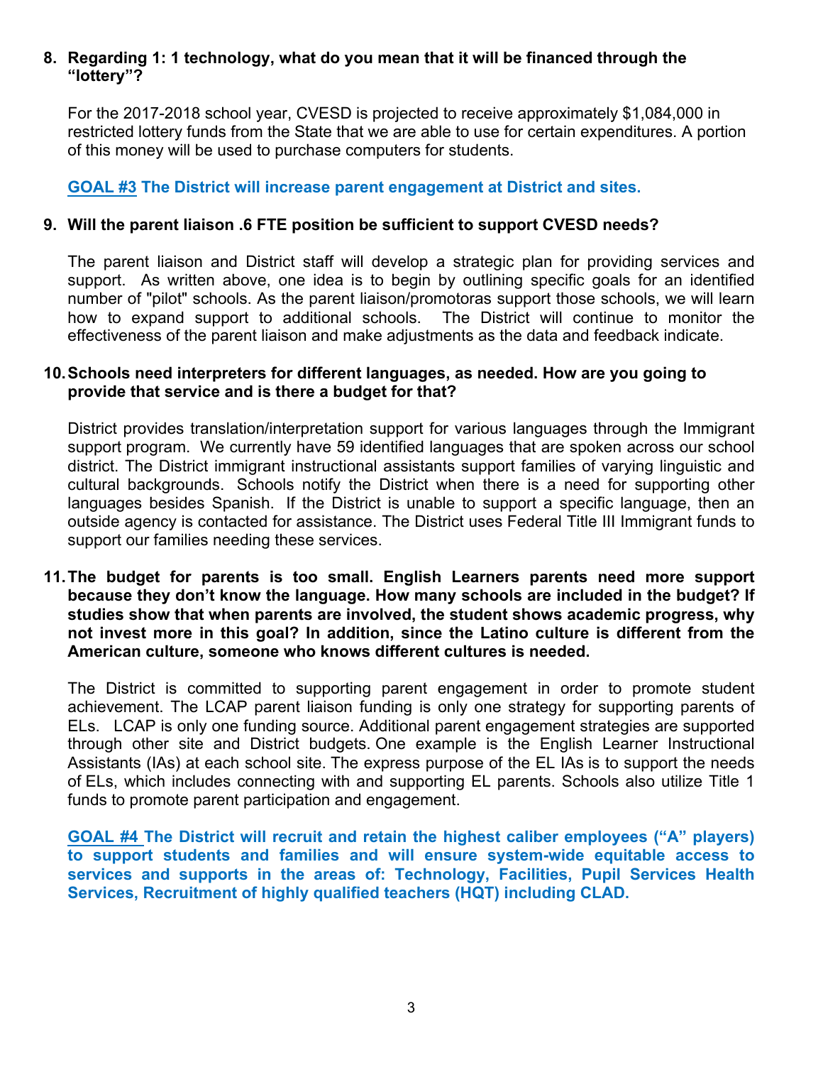**8. Regarding 1: 1 technology, what do you mean that it will be financed through the "lottery"?**

For the 2017-2018 school year, CVESD is projected to receive approximately $1,084,000 in restricted lottery funds from the State that we are able to use for certain expenditures. A portion of this money will be used to purchase computers for students.

**GOAL #3 The District will increase parent engagement at District and sites.**

**9. Will the parent liaison .6 FTE position be sufficient to support CVESD needs?**

The parent liaison and District staff will develop a strategic plan for providing services and support. As written above, one idea is to begin by outlining specific goals for an identified number of "pilot" schools. As the parent liaison/promotoras support those schools, we will learn how to expand support to additional schools. The District will continue to monitor the effectiveness of the parent liaison and make adjustments as the data and feedback indicate.

**10. Schools need interpreters for different languages, as needed. How are you going to provide that service and is there a budget for that?**

District provides translation/interpretation support for various languages through the Immigrant support program. We currently have 59 identified languages that are spoken across our school district. The District immigrant instructional assistants support families of varying linguistic and cultural backgrounds. Schools notify the District when there is a need for supporting other languages besides Spanish. If the District is unable to support a specific language, then an outside agency is contacted for assistance. The District uses Federal Title III Immigrant funds to support our families needing these services.

**11. The budget for parents is too small. English Learners parents need more support because they don't know the language. How many schools are included in the budget? If studies show that when parents are involved, the student shows academic progress, why not invest more in this goal? In addition, since the Latino culture is different from the American culture, someone who knows different cultures is needed.**

The District is committed to supporting parent engagement in order to promote student achievement. The LCAP parent liaison funding is only one strategy for supporting parents of ELs. LCAP is only one funding source. Additional parent engagement strategies are supported through other site and District budgets. One example is the English Learner Instructional Assistants (IAs) at each school site. The express purpose of the EL IAs is to support the needs of ELs, which includes connecting with and supporting EL parents. Schools also utilize Title 1 funds to promote parent participation and engagement.

**GOAL #4 The District will recruit and retain the highest caliber employees ("A" players) to support students and families and will ensure system-wide equitable access to services and supports in the areas of: Technology, Facilities, Pupil Services Health Services, Recruitment of highly qualified teachers (HQT) including CLAD.**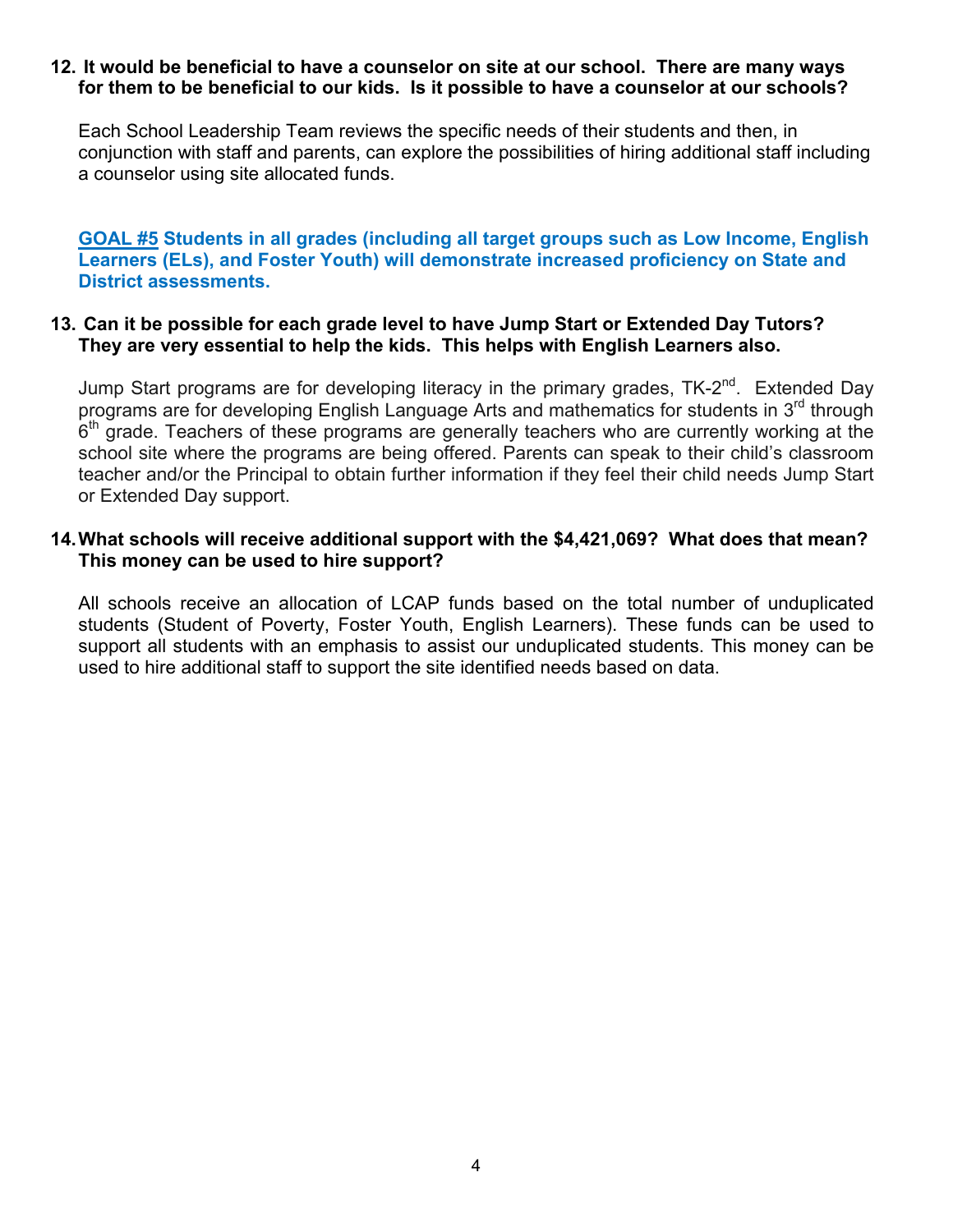**12. It would be beneficial to have a counselor on site at our school. There are many ways for them to be beneficial to our kids. Is it possible to have a counselor at our schools?**

Each School Leadership Team reviews the specific needs of their students and then, in conjunction with staff and parents, can explore the possibilities of hiring additional staff including a counselor using site allocated funds.

**GOAL #5 Students in all grades (including all target groups such as Low Income, English Learners (ELs), and Foster Youth) will demonstrate increased proficiency on State and District assessments.**

**13. Can it be possible for each grade level to have Jump Start or Extended Day Tutors? They are very essential to help the kids. This helps with English Learners also.**

Jump Start programs are for developing literacy in the primary grades, TK-2nd. Extended Day programs are for developing English Language Arts and mathematics for students in 3rd through 6th grade. Teachers of these programs are generally teachers who are currently working at the school site where the programs are being offered. Parents can speak to their child's classroom teacher and/or the Principal to obtain further information if they feel their child needs Jump Start or Extended Day support.

**14. What schools will receive additional support with the $4,421,069? What does that mean? This money can be used to hire support?**

All schools receive an allocation of LCAP funds based on the total number of unduplicated students (Student of Poverty, Foster Youth, English Learners). These funds can be used to support all students with an emphasis to assist our unduplicated students. This money can be used to hire additional staff to support the site identified needs based on data.